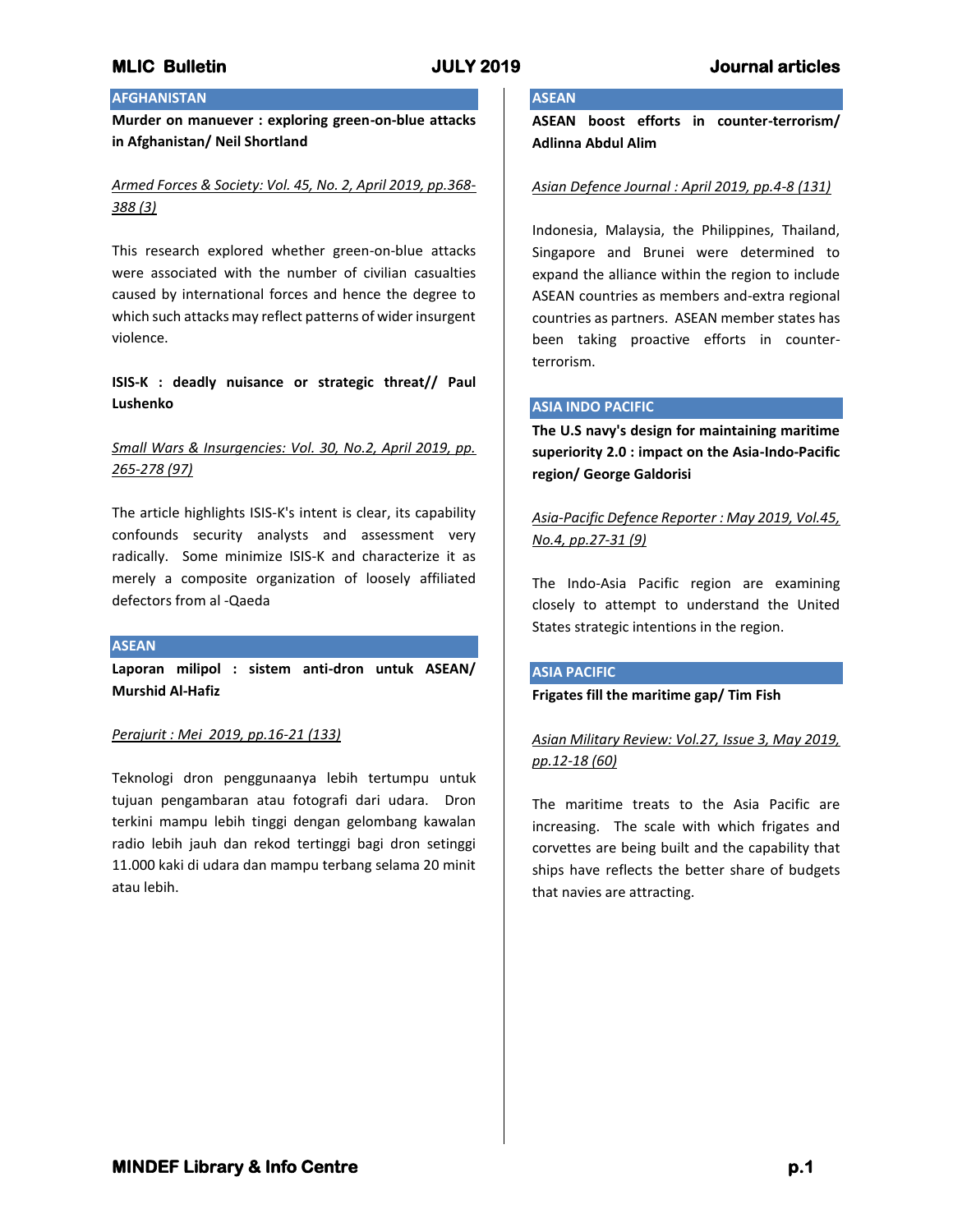## AFGHANISTAN

**Murder on manuever : exploring green-on-blue attacks in Afghanistan/ Neil Shortland**

*Armed Forces & Society: Vol. 45, No. 2, April 2019, pp.368-388 (3)*

This research explored whether green-on-blue attacks were associated with the number of civilian casualties caused by international forces and hence the degree to which such attacks may reflect patterns of wider insurgent violence.

**ISIS-K : deadly nuisance or strategic threat// Paul Lushenko**

*Small Wars & Insurgencies: Vol. 30, No.2, April 2019, pp. 265-278 (97)*

The article highlights ISIS-K's intent is clear, its capability confounds security analysts and assessment very radically. Some minimize ISIS-K and characterize it as merely a composite organization of loosely affiliated defectors from al -Qaeda

## ASEAN

**Laporan milipol : sistem anti-dron untuk ASEAN/ Murshid Al-Hafiz**

*Perajurit : Mei 2019, pp.16-21 (133)*

Teknologi dron penggunaanya lebih tertumpu untuk tujuan pengambaran atau fotografi dari udara. Dron terkini mampu lebih tinggi dengan gelombang kawalan radio lebih jauh dan rekod tertinggi bagi dron setinggi 11.000 kaki di udara dan mampu terbang selama 20 minit atau lebih.

## ASEAN

**ASEAN boost efforts in counter-terrorism/ Adlinna Abdul Alim**

*Asian Defence Journal : April 2019, pp.4-8 (131)*

Indonesia, Malaysia, the Philippines, Thailand, Singapore and Brunei were determined to expand the alliance within the region to include ASEAN countries as members and-extra regional countries as partners. ASEAN member states has been taking proactive efforts in counter-terrorism.

## ASIA INDO PACIFIC

**The U.S navy's design for maintaining maritime superiority 2.0 : impact on the Asia-Indo-Pacific region/ George Galdorisi**

*Asia-Pacific Defence Reporter : May 2019, Vol.45, No.4, pp.27-31 (9)*

The Indo-Asia Pacific region are examining closely to attempt to understand the United States strategic intentions in the region.

## ASIA PACIFIC

**Frigates fill the maritime gap/ Tim Fish**

*Asian Military Review: Vol.27, Issue 3, May 2019, pp.12-18 (60)*

The maritime treats to the Asia Pacific are increasing. The scale with which frigates and corvettes are being built and the capability that ships have reflects the better share of budgets that navies are attracting.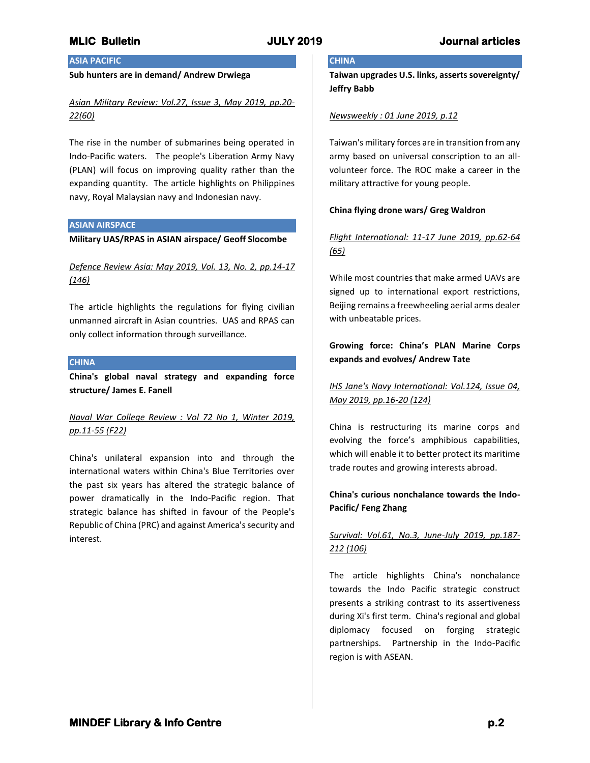## ASIA PACIFIC

**Sub hunters are in demand/ Andrew Drwiega**

*Asian Military Review: Vol.27, Issue 3, May 2019, pp.20-22(60)*

The rise in the number of submarines being operated in Indo-Pacific waters. The people's Liberation Army Navy (PLAN) will focus on improving quality rather than the expanding quantity. The article highlights on Philippines navy, Royal Malaysian navy and Indonesian navy.

## ASIAN AIRSPACE

**Military UAS/RPAS in ASIAN airspace/ Geoff Slocombe**

*Defence Review Asia: May 2019, Vol. 13, No. 2, pp.14-17 (146)*

The article highlights the regulations for flying civilian unmanned aircraft in Asian countries. UAS and RPAS can only collect information through surveillance.

## CHINA

**China's global naval strategy and expanding force structure/ James E. Fanell**

*Naval War College Review : Vol 72 No 1, Winter 2019, pp.11-55 (F22)*

China's unilateral expansion into and through the international waters within China's Blue Territories over the past six years has altered the strategic balance of power dramatically in the Indo-Pacific region. That strategic balance has shifted in favour of the People's Republic of China (PRC) and against America's security and interest.

## CHINA

**Taiwan upgrades U.S. links, asserts sovereignty/ Jeffry Babb**

*Newsweekly : 01 June 2019, p.12*

Taiwan's military forces are in transition from any army based on universal conscription to an all-volunteer force. The ROC make a career in the military attractive for young people.

**China flying drone wars/ Greg Waldron**

*Flight International: 11-17 June 2019, pp.62-64 (65)*

While most countries that make armed UAVs are signed up to international export restrictions, Beijing remains a freewheeling aerial arms dealer with unbeatable prices.

**Growing force: China's PLAN Marine Corps expands and evolves/ Andrew Tate**

*IHS Jane's Navy International: Vol.124, Issue 04, May 2019, pp.16-20 (124)*

China is restructuring its marine corps and evolving the force's amphibious capabilities, which will enable it to better protect its maritime trade routes and growing interests abroad.

**China's curious nonchalance towards the Indo-Pacific/ Feng Zhang**

*Survival: Vol.61, No.3, June-July 2019, pp.187-212 (106)*

The article highlights China's nonchalance towards the Indo Pacific strategic construct presents a striking contrast to its assertiveness during Xi's first term. China's regional and global diplomacy focused on forging strategic partnerships. Partnership in the Indo-Pacific region is with ASEAN.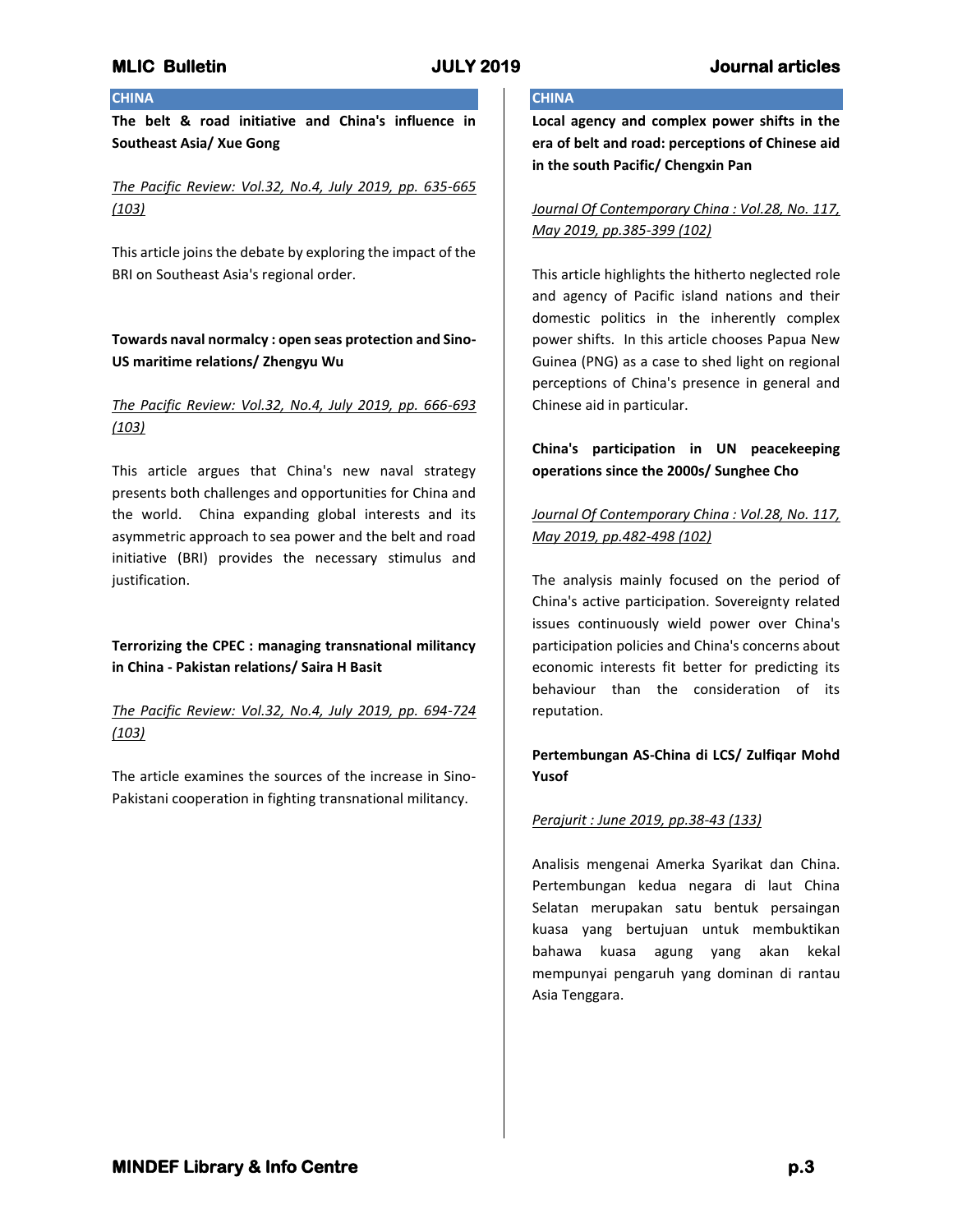## CHINA

**The belt & road initiative and China's influence in Southeast Asia/ Xue Gong**

*The Pacific Review: Vol.32, No.4, July 2019, pp. 635-665 (103)*

This article joins the debate by exploring the impact of the BRI on Southeast Asia's regional order.

**Towards naval normalcy : open seas protection and Sino-US maritime relations/ Zhengyu Wu**

*The Pacific Review: Vol.32, No.4, July 2019, pp. 666-693 (103)*

This article argues that China's new naval strategy presents both challenges and opportunities for China and the world. China expanding global interests and its asymmetric approach to sea power and the belt and road initiative (BRI) provides the necessary stimulus and justification.

**Terrorizing the CPEC : managing transnational militancy in China - Pakistan relations/ Saira H Basit**

*The Pacific Review: Vol.32, No.4, July 2019, pp. 694-724 (103)*

The article examines the sources of the increase in Sino-Pakistani cooperation in fighting transnational militancy.

## CHINA

**Local agency and complex power shifts in the era of belt and road: perceptions of Chinese aid in the south Pacific/ Chengxin Pan**

*Journal Of Contemporary China : Vol.28, No. 117, May 2019, pp.385-399 (102)*

This article highlights the hitherto neglected role and agency of Pacific island nations and their domestic politics in the inherently complex power shifts. In this article chooses Papua New Guinea (PNG) as a case to shed light on regional perceptions of China's presence in general and Chinese aid in particular.

**China's participation in UN peacekeeping operations since the 2000s/ Sunghee Cho**

*Journal Of Contemporary China : Vol.28, No. 117, May 2019, pp.482-498 (102)*

The analysis mainly focused on the period of China's active participation. Sovereignty related issues continuously wield power over China's participation policies and China's concerns about economic interests fit better for predicting its behaviour than the consideration of its reputation.

**Pertembungan AS-China di LCS/ Zulfiqar Mohd Yusof**

*Perajurit : June 2019, pp.38-43 (133)*

Analisis mengenai Amerka Syarikat dan China. Pertembungan kedua negara di laut China Selatan merupakan satu bentuk persaingan kuasa yang bertujuan untuk membuktikan bahawa kuasa agung yang akan kekal mempunyai pengaruh yang dominan di rantau Asia Tenggara.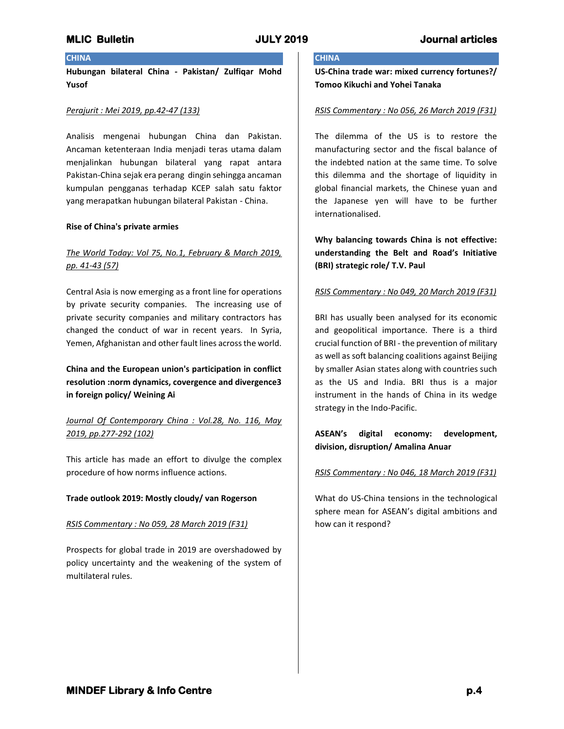## CHINA

**Hubungan bilateral China - Pakistan/ Zulfiqar Mohd Yusof**

*Perajurit : Mei 2019, pp.42-47 (133)*

Analisis mengenai hubungan China dan Pakistan. Ancaman ketenteraan India menjadi teras utama dalam menjalinkan hubungan bilateral yang rapat antara Pakistan-China sejak era perang dingin sehingga ancaman kumpulan pengganas terhadap KCEP salah satu faktor yang merapatkan hubungan bilateral Pakistan - China.

**Rise of China's private armies**

*The World Today: Vol 75, No.1, February & March 2019, pp. 41-43 (57)*

Central Asia is now emerging as a front line for operations by private security companies. The increasing use of private security companies and military contractors has changed the conduct of war in recent years. In Syria, Yemen, Afghanistan and other fault lines across the world.

**China and the European union's participation in conflict resolution :norm dynamics, covergence and divergence3 in foreign policy/ Weining Ai**

*Journal Of Contemporary China : Vol.28, No. 116, May 2019, pp.277-292 (102)*

This article has made an effort to divulge the complex procedure of how norms influence actions.

**Trade outlook 2019: Mostly cloudy/ van Rogerson**

*RSIS Commentary : No 059, 28 March 2019 (F31)*

Prospects for global trade in 2019 are overshadowed by policy uncertainty and the weakening of the system of multilateral rules.

## CHINA

**US-China trade war: mixed currency fortunes?/ Tomoo Kikuchi and Yohei Tanaka**

*RSIS Commentary : No 056, 26 March 2019 (F31)*

The dilemma of the US is to restore the manufacturing sector and the fiscal balance of the indebted nation at the same time. To solve this dilemma and the shortage of liquidity in global financial markets, the Chinese yuan and the Japanese yen will have to be further internationalised.

**Why balancing towards China is not effective: understanding the Belt and Road's Initiative (BRI) strategic role/ T.V. Paul**

*RSIS Commentary : No 049, 20 March 2019 (F31)*

BRI has usually been analysed for its economic and geopolitical importance. There is a third crucial function of BRI - the prevention of military as well as soft balancing coalitions against Beijing by smaller Asian states along with countries such as the US and India. BRI thus is a major instrument in the hands of China in its wedge strategy in the Indo-Pacific.

**ASEAN's digital economy: development, division, disruption/ Amalina Anuar**

*RSIS Commentary : No 046, 18 March 2019 (F31)*

What do US-China tensions in the technological sphere mean for ASEAN's digital ambitions and how can it respond?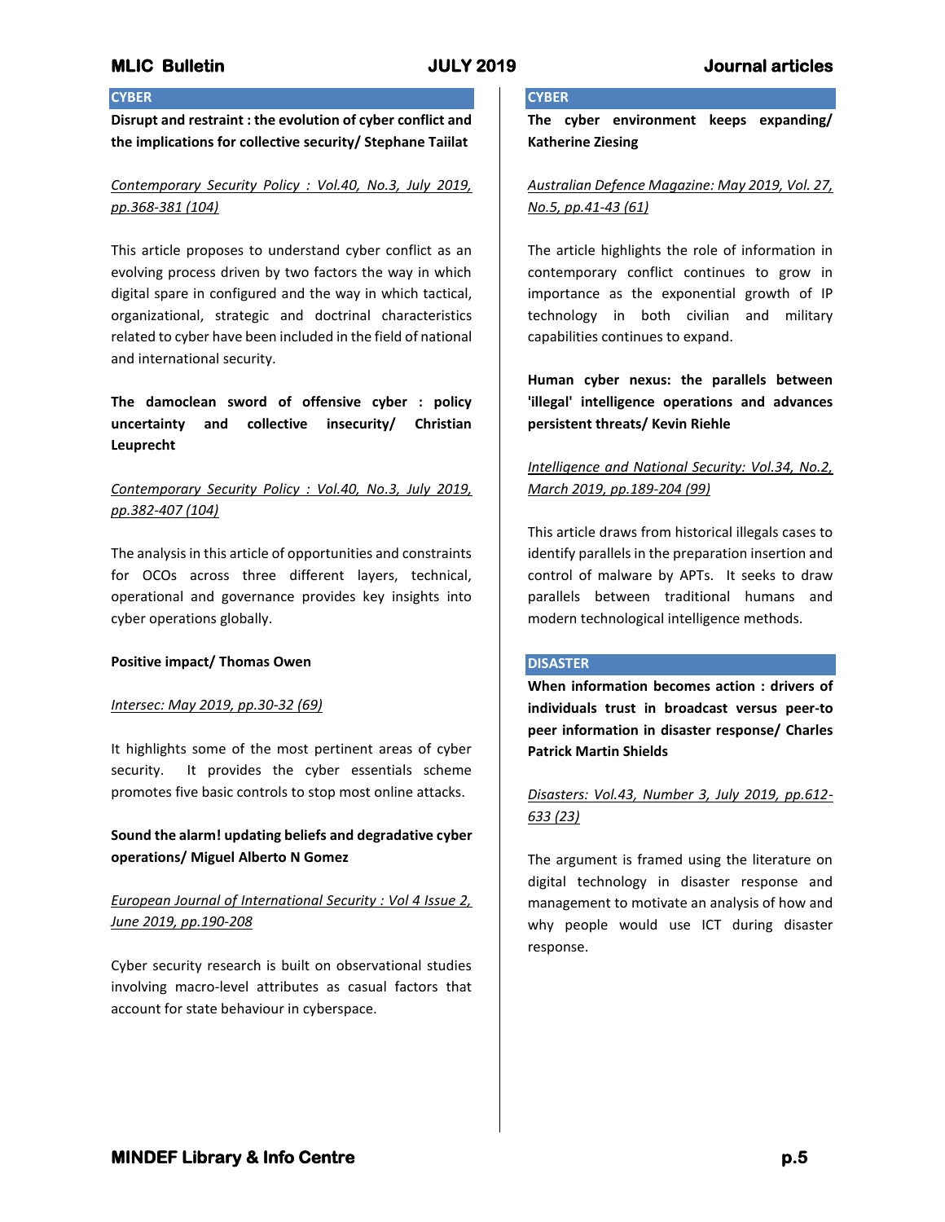## CYBER

**Disrupt and restraint : the evolution of cyber conflict and the implications for collective security/ Stephane Taiilat**

*Contemporary Security Policy : Vol.40, No.3, July 2019, pp.368-381 (104)*

This article proposes to understand cyber conflict as an evolving process driven by two factors the way in which digital spare in configured and the way in which tactical, organizational, strategic and doctrinal characteristics related to cyber have been included in the field of national and international security.

**The damoclean sword of offensive cyber : policy uncertainty and collective insecurity/ Christian Leuprecht**

*Contemporary Security Policy : Vol.40, No.3, July 2019, pp.382-407 (104)*

The analysis in this article of opportunities and constraints for OCOs across three different layers, technical, operational and governance provides key insights into cyber operations globally.

**Positive impact/ Thomas Owen**

*Intersec: May 2019, pp.30-32 (69)*

It highlights some of the most pertinent areas of cyber security. It provides the cyber essentials scheme promotes five basic controls to stop most online attacks.

**Sound the alarm! updating beliefs and degradative cyber operations/ Miguel Alberto N Gomez**

*European Journal of International Security : Vol 4 Issue 2, June 2019, pp.190-208*

Cyber security research is built on observational studies involving macro-level attributes as casual factors that account for state behaviour in cyberspace.

## CYBER

**The cyber environment keeps expanding/ Katherine Ziesing**

*Australian Defence Magazine: May 2019, Vol. 27, No.5, pp.41-43 (61)*

The article highlights the role of information in contemporary conflict continues to grow in importance as the exponential growth of IP technology in both civilian and military capabilities continues to expand.

**Human cyber nexus: the parallels between 'illegal' intelligence operations and advances persistent threats/ Kevin Riehle**

*Intelligence and National Security: Vol.34, No.2, March 2019, pp.189-204 (99)*

This article draws from historical illegals cases to identify parallels in the preparation insertion and control of malware by APTs. It seeks to draw parallels between traditional humans and modern technological intelligence methods.

## DISASTER

**When information becomes action : drivers of individuals trust in broadcast versus peer-to peer information in disaster response/ Charles Patrick Martin Shields**

*Disasters: Vol.43, Number 3, July 2019, pp.612-633 (23)*

The argument is framed using the literature on digital technology in disaster response and management to motivate an analysis of how and why people would use ICT during disaster response.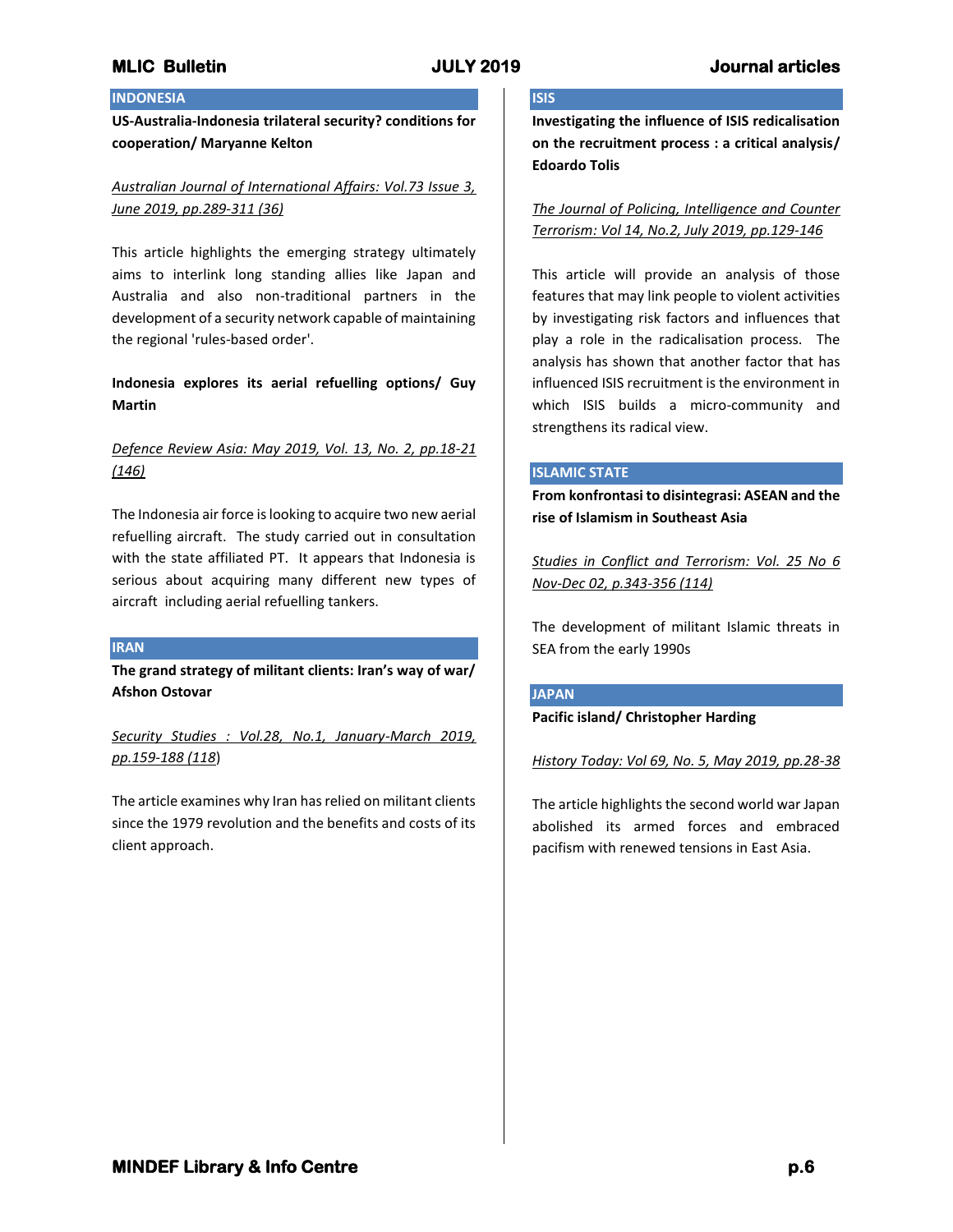## INDONESIA

**US-Australia-Indonesia trilateral security? conditions for cooperation/ Maryanne Kelton**

*Australian Journal of International Affairs: Vol.73 Issue 3, June 2019, pp.289-311 (36)*

This article highlights the emerging strategy ultimately aims to interlink long standing allies like Japan and Australia and also non-traditional partners in the development of a security network capable of maintaining the regional 'rules-based order'.

**Indonesia explores its aerial refuelling options/ Guy Martin**

*Defence Review Asia: May 2019, Vol. 13, No. 2, pp.18-21 (146)*

The Indonesia air force is looking to acquire two new aerial refuelling aircraft. The study carried out in consultation with the state affiliated PT. It appears that Indonesia is serious about acquiring many different new types of aircraft including aerial refuelling tankers.

## IRAN

**The grand strategy of militant clients: Iran's way of war/ Afshon Ostovar**

*Security Studies : Vol.28, No.1, January-March 2019, pp.159-188 (118)*

The article examines why Iran has relied on militant clients since the 1979 revolution and the benefits and costs of its client approach.

## ISIS

**Investigating the influence of ISIS redicalisation on the recruitment process : a critical analysis/ Edoardo Tolis**

*The Journal of Policing, Intelligence and Counter Terrorism: Vol 14, No.2, July 2019, pp.129-146*

This article will provide an analysis of those features that may link people to violent activities by investigating risk factors and influences that play a role in the radicalisation process. The analysis has shown that another factor that has influenced ISIS recruitment is the environment in which ISIS builds a micro-community and strengthens its radical view.

## ISLAMIC STATE

**From konfrontasi to disintegrasi: ASEAN and the rise of Islamism in Southeast Asia**

*Studies in Conflict and Terrorism: Vol. 25 No 6 Nov-Dec 02, p.343-356 (114)*

The development of militant Islamic threats in SEA from the early 1990s

## JAPAN

**Pacific island/ Christopher Harding**

*History Today: Vol 69, No. 5, May 2019, pp.28-38*

The article highlights the second world war Japan abolished its armed forces and embraced pacifism with renewed tensions in East Asia.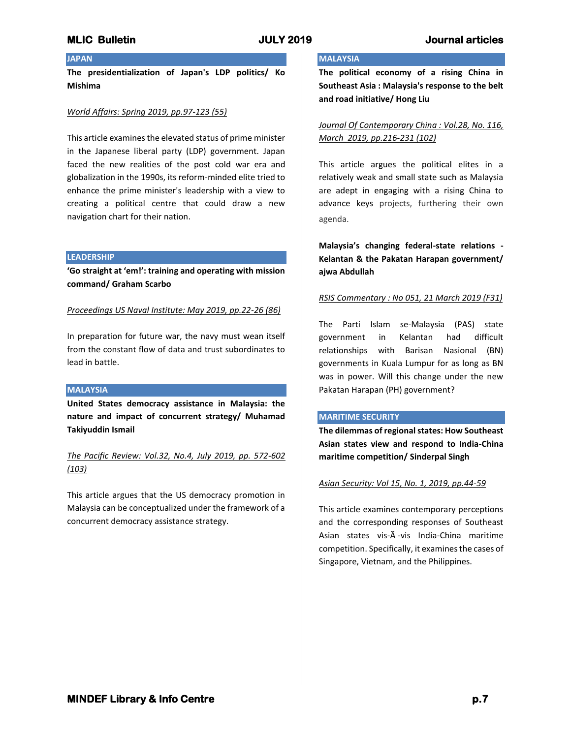## JAPAN

**The presidentialization of Japan's LDP politics/ Ko Mishima**

*World Affairs: Spring 2019, pp.97-123 (55)*

This article examines the elevated status of prime minister in the Japanese liberal party (LDP) government. Japan faced the new realities of the post cold war era and globalization in the 1990s, its reform-minded elite tried to enhance the prime minister's leadership with a view to creating a political centre that could draw a new navigation chart for their nation.

## LEADERSHIP

**'Go straight at 'em!': training and operating with mission command/ Graham Scarbo**

*Proceedings US Naval Institute: May 2019, pp.22-26 (86)*

In preparation for future war, the navy must wean itself from the constant flow of data and trust subordinates to lead in battle.

## MALAYSIA

**United States democracy assistance in Malaysia: the nature and impact of concurrent strategy/ Muhamad Takiyuddin Ismail**

*The Pacific Review: Vol.32, No.4, July 2019, pp. 572-602 (103)*

This article argues that the US democracy promotion in Malaysia can be conceptualized under the framework of a concurrent democracy assistance strategy.

## MALAYSIA

**The political economy of a rising China in Southeast Asia : Malaysia's response to the belt and road initiative/ Hong Liu**

*Journal Of Contemporary China : Vol.28, No. 116, March 2019, pp.216-231 (102)*

This article argues the political elites in a relatively weak and small state such as Malaysia are adept in engaging with a rising China to advance keys projects, furthering their own agenda.

**Malaysia's changing federal-state relations - Kelantan & the Pakatan Harapan government/ ajwa Abdullah**

*RSIS Commentary : No 051, 21 March 2019 (F31)*

The Parti Islam se-Malaysia (PAS) state government in Kelantan had difficult relationships with Barisan Nasional (BN) governments in Kuala Lumpur for as long as BN was in power. Will this change under the new Pakatan Harapan (PH) government?

## MARITIME SECURITY

**The dilemmas of regional states: How Southeast Asian states view and respond to India-China maritime competition/ Sinderpal Singh**

*Asian Security: Vol 15, No. 1, 2019, pp.44-59*

This article examines contemporary perceptions and the corresponding responses of Southeast Asian states vis-Ã -vis India-China maritime competition. Specifically, it examines the cases of Singapore, Vietnam, and the Philippines.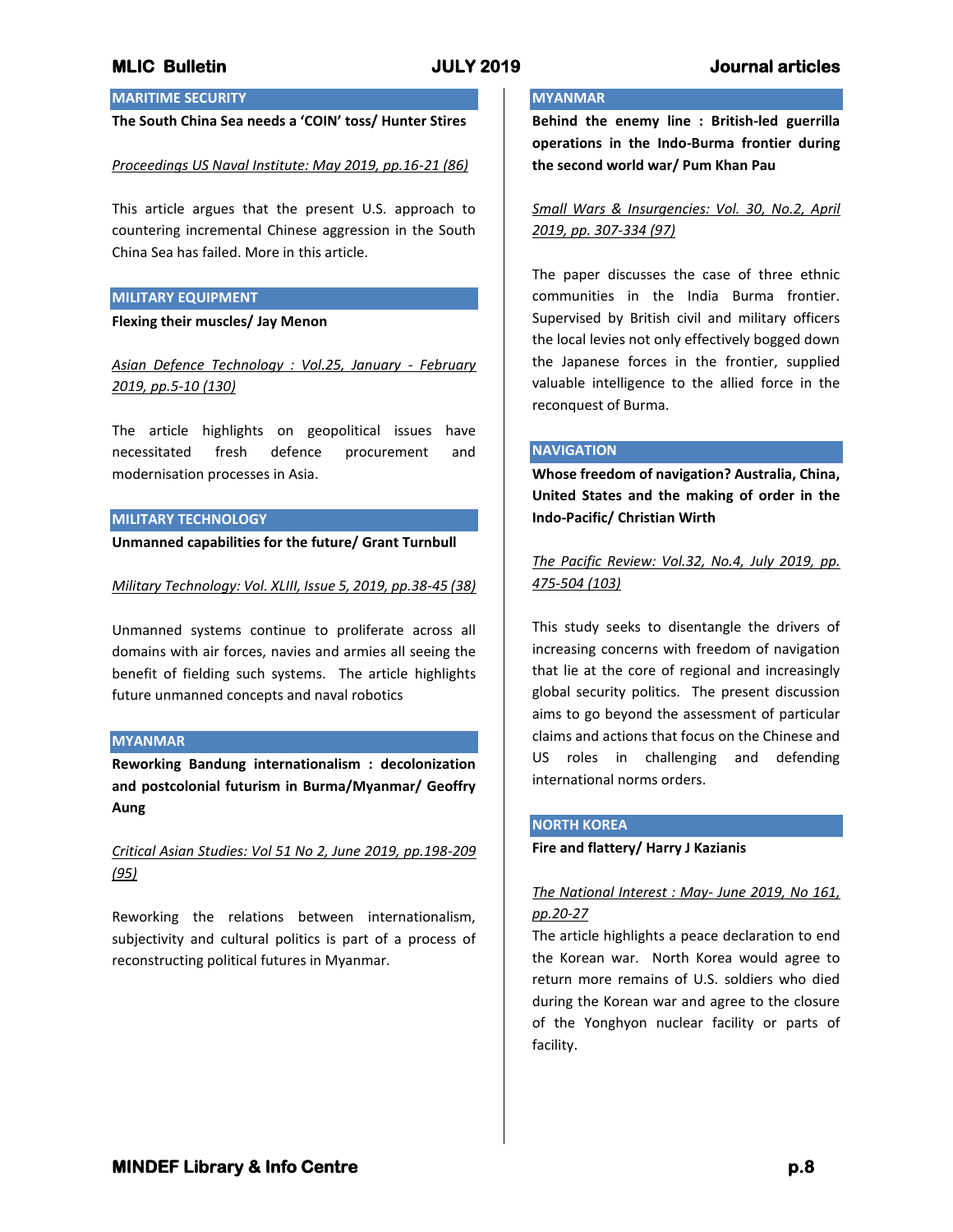## MARITIME SECURITY

**The South China Sea needs a 'COIN' toss/ Hunter Stires**

_Proceedings US Naval Institute: May 2019, pp.16-21 (86)_

This article argues that the present U.S. approach to countering incremental Chinese aggression in the South China Sea has failed. More in this article.

## MILITARY EQUIPMENT

**Flexing their muscles/ Jay Menon**

_Asian Defence Technology : Vol.25, January - February 2019, pp.5-10 (130)_

The article highlights on geopolitical issues have necessitated fresh defence procurement and modernisation processes in Asia.

## MILITARY TECHNOLOGY

**Unmanned capabilities for the future/ Grant Turnbull**

_Military Technology: Vol. XLIII, Issue 5, 2019, pp.38-45 (38)_

Unmanned systems continue to proliferate across all domains with air forces, navies and armies all seeing the benefit of fielding such systems. The article highlights future unmanned concepts and naval robotics

## MYANMAR

**Reworking Bandung internationalism : decolonization and postcolonial futurism in Burma/Myanmar/ Geoffry Aung**

_Critical Asian Studies: Vol 51 No 2, June 2019, pp.198-209 (95)_

Reworking the relations between internationalism, subjectivity and cultural politics is part of a process of reconstructing political futures in Myanmar.

## MYANMAR

**Behind the enemy line : British-led guerrilla operations in the Indo-Burma frontier during the second world war/ Pum Khan Pau**

_Small Wars & Insurgencies: Vol. 30, No.2, April 2019, pp. 307-334 (97)_

The paper discusses the case of three ethnic communities in the India Burma frontier. Supervised by British civil and military officers the local levies not only effectively bogged down the Japanese forces in the frontier, supplied valuable intelligence to the allied force in the reconquest of Burma.

## NAVIGATION

**Whose freedom of navigation? Australia, China, United States and the making of order in the Indo-Pacific/ Christian Wirth**

_The Pacific Review: Vol.32, No.4, July 2019, pp. 475-504 (103)_

This study seeks to disentangle the drivers of increasing concerns with freedom of navigation that lie at the core of regional and increasingly global security politics. The present discussion aims to go beyond the assessment of particular claims and actions that focus on the Chinese and US roles in challenging and defending international norms orders.

## NORTH KOREA

**Fire and flattery/ Harry J Kazianis**

_The National Interest : May- June 2019, No 161, pp.20-27_

The article highlights a peace declaration to end the Korean war. North Korea would agree to return more remains of U.S. soldiers who died during the Korean war and agree to the closure of the Yonghyon nuclear facility or parts of facility.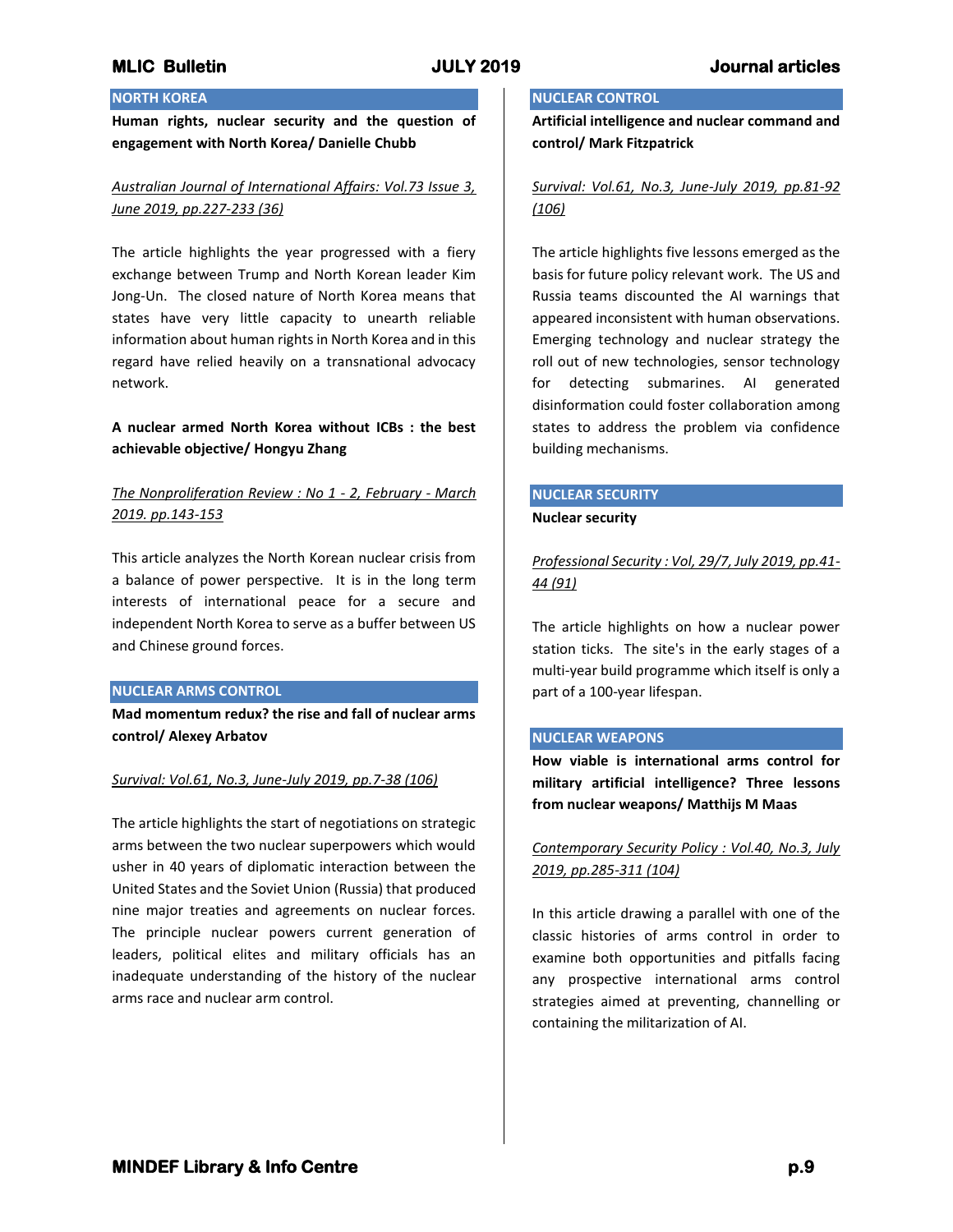## NORTH KOREA

**Human rights, nuclear security and the question of engagement with North Korea/ Danielle Chubb**

*Australian Journal of International Affairs: Vol.73 Issue 3, June 2019, pp.227-233 (36)*

The article highlights the year progressed with a fiery exchange between Trump and North Korean leader Kim Jong-Un. The closed nature of North Korea means that states have very little capacity to unearth reliable information about human rights in North Korea and in this regard have relied heavily on a transnational advocacy network.

**A nuclear armed North Korea without ICBs : the best achievable objective/ Hongyu Zhang**

*The Nonproliferation Review : No 1 - 2, February - March 2019. pp.143-153*

This article analyzes the North Korean nuclear crisis from a balance of power perspective. It is in the long term interests of international peace for a secure and independent North Korea to serve as a buffer between US and Chinese ground forces.

## NUCLEAR ARMS CONTROL

**Mad momentum redux? the rise and fall of nuclear arms control/ Alexey Arbatov**

*Survival: Vol.61, No.3, June-July 2019, pp.7-38 (106)*

The article highlights the start of negotiations on strategic arms between the two nuclear superpowers which would usher in 40 years of diplomatic interaction between the United States and the Soviet Union (Russia) that produced nine major treaties and agreements on nuclear forces. The principle nuclear powers current generation of leaders, political elites and military officials has an inadequate understanding of the history of the nuclear arms race and nuclear arm control.

## NUCLEAR CONTROL

**Artificial intelligence and nuclear command and control/ Mark Fitzpatrick**

*Survival: Vol.61, No.3, June-July 2019, pp.81-92 (106)*

The article highlights five lessons emerged as the basis for future policy relevant work. The US and Russia teams discounted the AI warnings that appeared inconsistent with human observations. Emerging technology and nuclear strategy the roll out of new technologies, sensor technology for detecting submarines. AI generated disinformation could foster collaboration among states to address the problem via confidence building mechanisms.

## NUCLEAR SECURITY

**Nuclear security**

*Professional Security : Vol, 29/7, July 2019, pp.41-44 (91)*

The article highlights on how a nuclear power station ticks. The site's in the early stages of a multi-year build programme which itself is only a part of a 100-year lifespan.

## NUCLEAR WEAPONS

**How viable is international arms control for military artificial intelligence? Three lessons from nuclear weapons/ Matthijs M Maas**

*Contemporary Security Policy : Vol.40, No.3, July 2019, pp.285-311 (104)*

In this article drawing a parallel with one of the classic histories of arms control in order to examine both opportunities and pitfalls facing any prospective international arms control strategies aimed at preventing, channelling or containing the militarization of AI.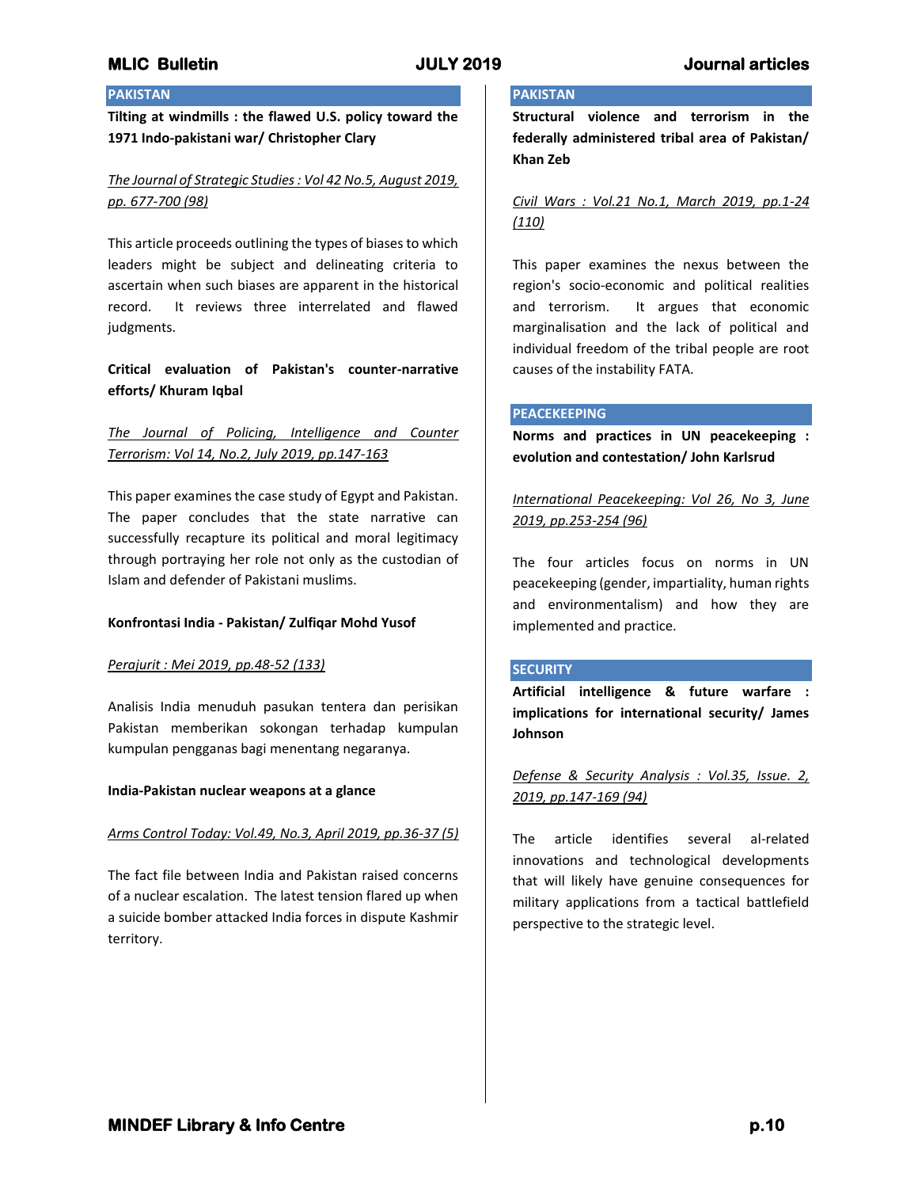## PAKISTAN

**Tilting at windmills : the flawed U.S. policy toward the 1971 Indo-pakistani war/ Christopher Clary**

*The Journal of Strategic Studies : Vol 42 No.5, August 2019, pp. 677-700 (98)*

This article proceeds outlining the types of biases to which leaders might be subject and delineating criteria to ascertain when such biases are apparent in the historical record. It reviews three interrelated and flawed judgments.

**Critical evaluation of Pakistan's counter-narrative efforts/ Khuram Iqbal**

*The Journal of Policing, Intelligence and Counter Terrorism: Vol 14, No.2, July 2019, pp.147-163*

This paper examines the case study of Egypt and Pakistan. The paper concludes that the state narrative can successfully recapture its political and moral legitimacy through portraying her role not only as the custodian of Islam and defender of Pakistani muslims.

**Konfrontasi India - Pakistan/ Zulfiqar Mohd Yusof**

*Perajurit : Mei 2019, pp.48-52 (133)*

Analisis India menuduh pasukan tentera dan perisikan Pakistan memberikan sokongan terhadap kumpulan kumpulan pengganas bagi menentang negaranya.

**India-Pakistan nuclear weapons at a glance**

*Arms Control Today: Vol.49, No.3, April 2019, pp.36-37 (5)*

The fact file between India and Pakistan raised concerns of a nuclear escalation. The latest tension flared up when a suicide bomber attacked India forces in dispute Kashmir territory.

## PAKISTAN

**Structural violence and terrorism in the federally administered tribal area of Pakistan/ Khan Zeb**

*Civil Wars : Vol.21 No.1, March 2019, pp.1-24 (110)*

This paper examines the nexus between the region's socio-economic and political realities and terrorism. It argues that economic marginalisation and the lack of political and individual freedom of the tribal people are root causes of the instability FATA.

## PEACEKEEPING

**Norms and practices in UN peacekeeping : evolution and contestation/ John Karlsrud**

*International Peacekeeping: Vol 26, No 3, June 2019, pp.253-254 (96)*

The four articles focus on norms in UN peacekeeping (gender, impartiality, human rights and environmentalism) and how they are implemented and practice.

## SECURITY

**Artificial intelligence & future warfare : implications for international security/ James Johnson**

*Defense & Security Analysis : Vol.35, Issue. 2, 2019, pp.147-169 (94)*

The article identifies several al-related innovations and technological developments that will likely have genuine consequences for military applications from a tactical battlefield perspective to the strategic level.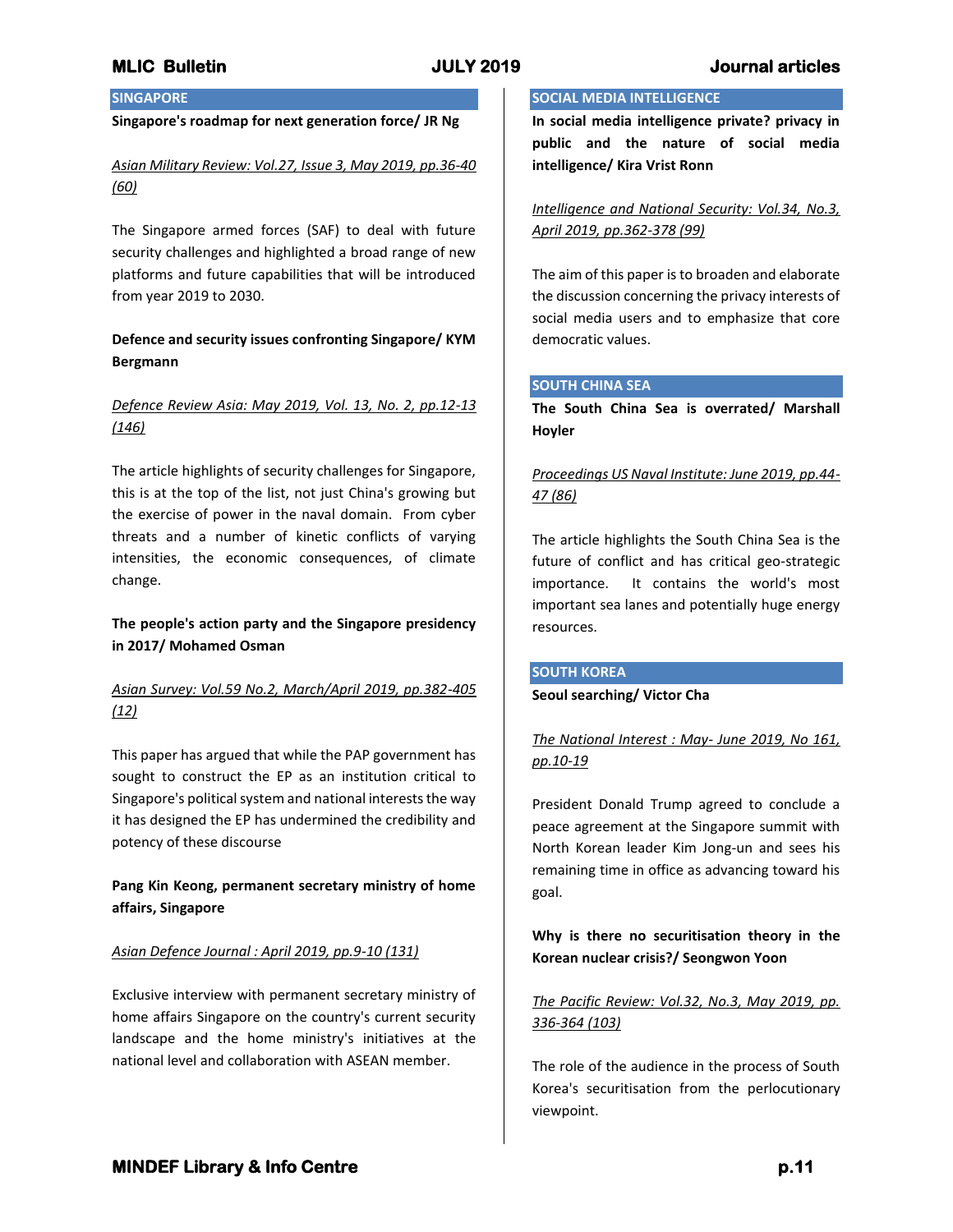## SINGAPORE

**Singapore's roadmap for next generation force/ JR Ng**

*Asian Military Review: Vol.27, Issue 3, May 2019, pp.36-40 (60)*

The Singapore armed forces (SAF) to deal with future security challenges and highlighted a broad range of new platforms and future capabilities that will be introduced from year 2019 to 2030.

**Defence and security issues confronting Singapore/ KYM Bergmann**

*Defence Review Asia: May 2019, Vol. 13, No. 2, pp.12-13 (146)*

The article highlights of security challenges for Singapore, this is at the top of the list, not just China's growing but the exercise of power in the naval domain. From cyber threats and a number of kinetic conflicts of varying intensities, the economic consequences, of climate change.

**The people's action party and the Singapore presidency in 2017/ Mohamed Osman**

*Asian Survey: Vol.59 No.2, March/April 2019, pp.382-405 (12)*

This paper has argued that while the PAP government has sought to construct the EP as an institution critical to Singapore's political system and national interests the way it has designed the EP has undermined the credibility and potency of these discourse

**Pang Kin Keong, permanent secretary ministry of home affairs, Singapore**

*Asian Defence Journal : April 2019, pp.9-10 (131)*

Exclusive interview with permanent secretary ministry of home affairs Singapore on the country's current security landscape and the home ministry's initiatives at the national level and collaboration with ASEAN member.

## SOCIAL MEDIA INTELLIGENCE

**In social media intelligence private? privacy in public and the nature of social media intelligence/ Kira Vrist Ronn**

*Intelligence and National Security: Vol.34, No.3, April 2019, pp.362-378 (99)*

The aim of this paper is to broaden and elaborate the discussion concerning the privacy interests of social media users and to emphasize that core democratic values.

## SOUTH CHINA SEA

**The South China Sea is overrated/ Marshall Hoyler**

*Proceedings US Naval Institute: June 2019, pp.44-47 (86)*

The article highlights the South China Sea is the future of conflict and has critical geo-strategic importance. It contains the world's most important sea lanes and potentially huge energy resources.

## SOUTH KOREA

**Seoul searching/ Victor Cha**

*The National Interest : May- June 2019, No 161, pp.10-19*

President Donald Trump agreed to conclude a peace agreement at the Singapore summit with North Korean leader Kim Jong-un and sees his remaining time in office as advancing toward his goal.

**Why is there no securitisation theory in the Korean nuclear crisis?/ Seongwon Yoon**

*The Pacific Review: Vol.32, No.3, May 2019, pp. 336-364 (103)*

The role of the audience in the process of South Korea's securitisation from the perlocutionary viewpoint.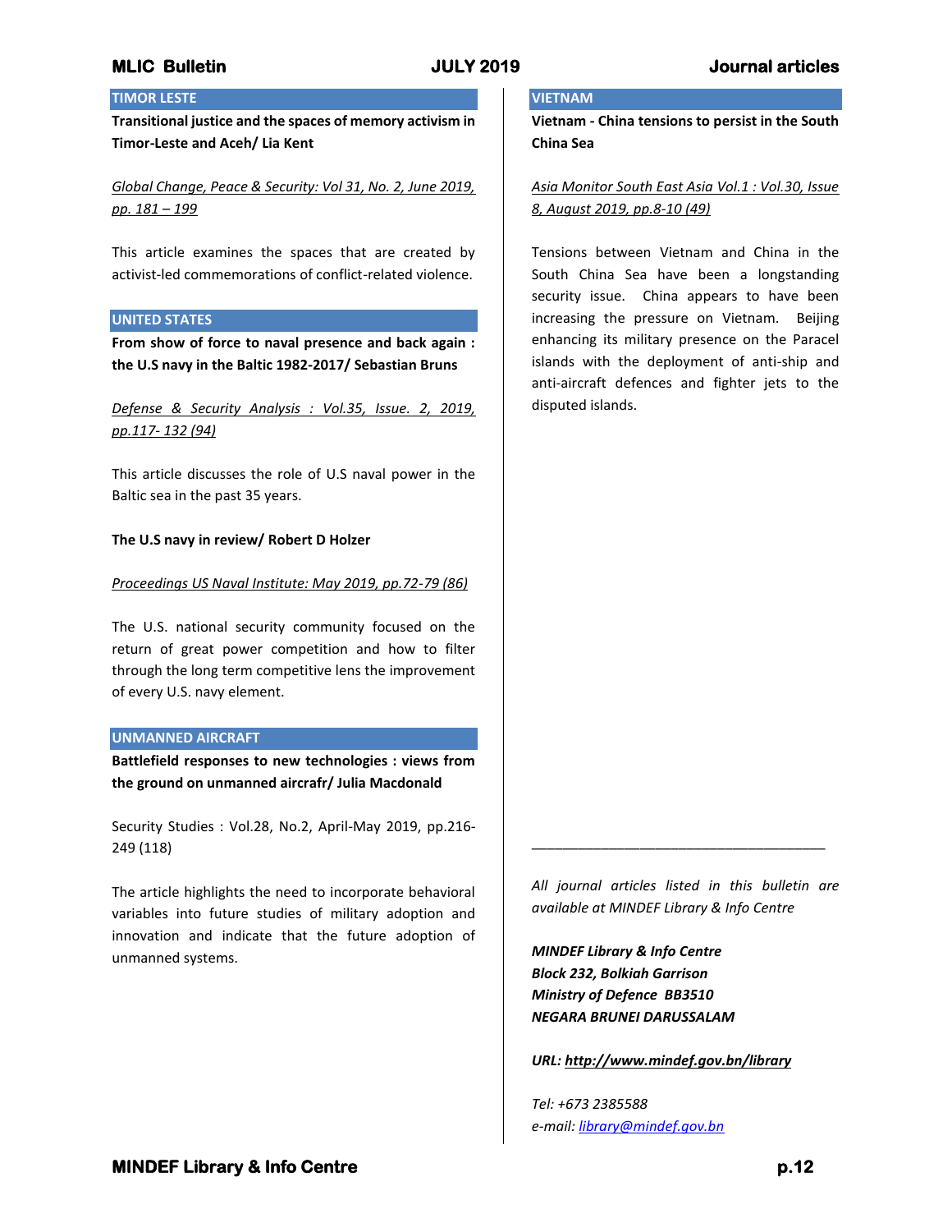## TIMOR LESTE

**Transitional justice and the spaces of memory activism in Timor-Leste and Aceh/ Lia Kent**

*Global Change, Peace & Security: Vol 31, No. 2, June 2019, pp. 181 – 199*

This article examines the spaces that are created by activist-led commemorations of conflict-related violence.

## UNITED STATES

**From show of force to naval presence and back again : the U.S navy in the Baltic 1982-2017/ Sebastian Bruns**

*Defense & Security Analysis : Vol.35, Issue. 2, 2019, pp.117- 132 (94)*

This article discusses the role of U.S naval power in the Baltic sea in the past 35 years.

**The U.S navy in review/ Robert D Holzer**

*Proceedings US Naval Institute: May 2019, pp.72-79 (86)*

The U.S. national security community focused on the return of great power competition and how to filter through the long term competitive lens the improvement of every U.S. navy element.

## UNMANNED AIRCRAFT

**Battlefield responses to new technologies : views from the ground on unmanned aircrafr/ Julia Macdonald**

Security Studies : Vol.28, No.2, April-May 2019, pp.216-249 (118)

The article highlights the need to incorporate behavioral variables into future studies of military adoption and innovation and indicate that the future adoption of unmanned systems.

## VIETNAM

**Vietnam - China tensions to persist in the South China Sea**

*Asia Monitor South East Asia Vol.1 : Vol.30, Issue 8, August 2019, pp.8-10 (49)*

Tensions between Vietnam and China in the South China Sea have been a longstanding security issue. China appears to have been increasing the pressure on Vietnam. Beijing enhancing its military presence on the Paracel islands with the deployment of anti-ship and anti-aircraft defences and fighter jets to the disputed islands.

---

*All journal articles listed in this bulletin are available at MINDEF Library & Info Centre*

***MINDEF Library & Info Centre***
***Block 232, Bolkiah Garrison***
***Ministry of Defence BB3510***
***NEGARA BRUNEI DARUSSALAM***

*URL:* ***http://www.mindef.gov.bn/library***

*Tel: +673 2385588*
*e-mail: library@mindef.gov.bn*